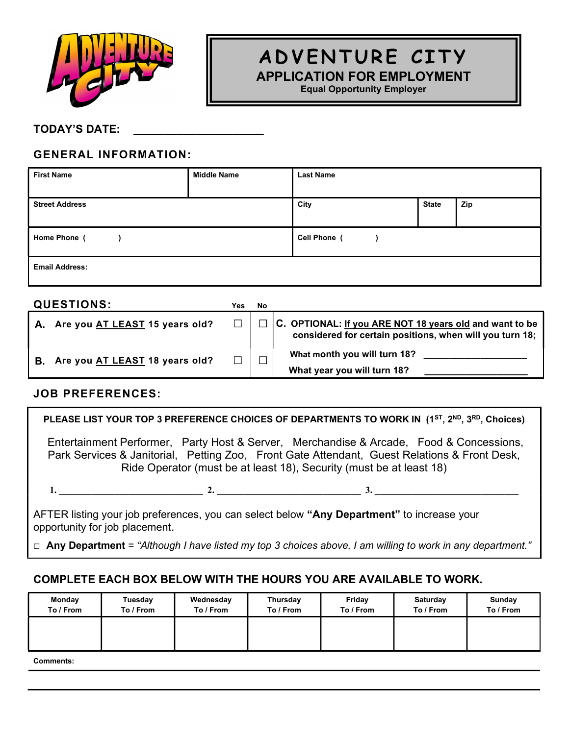# ADVENTURE CITY

## APPLICATION FOR EMPLOYMENT

Equal Opportunity Employer

**TODAY'S DATE:** ____________________

## GENERAL INFORMATION:

| First Name | Middle Name | Last Name | | |
|---|---|---|---|---|
| **Street Address** | | **City** | **State** | **Zip** |
| **Home Phone (     )** | | **Cell Phone (     )** | | |
| **Email Address:** | | | | |

## QUESTIONS:

| | Yes | No | |
|---|---|---|---|
| **A. Are you AT LEAST 15 years old?** | ☐ | ☐ | **C. OPTIONAL: If you ARE NOT 18 years old and want to be considered for certain positions, when will you turn 18;** |
| **B. Are you AT LEAST 18 years old?** | ☐ | ☐ | **What month you will turn 18?** ________________ **What year you will turn 18?** ________________ |

## JOB PREFERENCES:

**PLEASE LIST YOUR TOP 3 PREFERENCE CHOICES OF DEPARTMENTS TO WORK IN (1ST, 2ND, 3RD, Choices)**

Entertainment Performer, Party Host & Server, Merchandise & Arcade, Food & Concessions, Park Services & Janitorial, Petting Zoo, Front Gate Attendant, Guest Relations & Front Desk, Ride Operator (must be at least 18), Security (must be at least 18)

1. ____________________________ 2. ____________________________ 3. ____________________________

AFTER listing your job preferences, you can select below **"Any Department"** to increase your opportunity for job placement.

□ **Any Department** = *"Although I have listed my top 3 choices above, I am willing to work in any department."*

## COMPLETE EACH BOX BELOW WITH THE HOURS YOU ARE AVAILABLE TO WORK.

| Monday To / From | Tuesday To / From | Wednesday To / From | Thursday To / From | Friday To / From | Saturday To / From | Sunday To / From |
|---|---|---|---|---|---|---|
| | | | | | | |

**Comments:**

_______________________________________________________________________________

_______________________________________________________________________________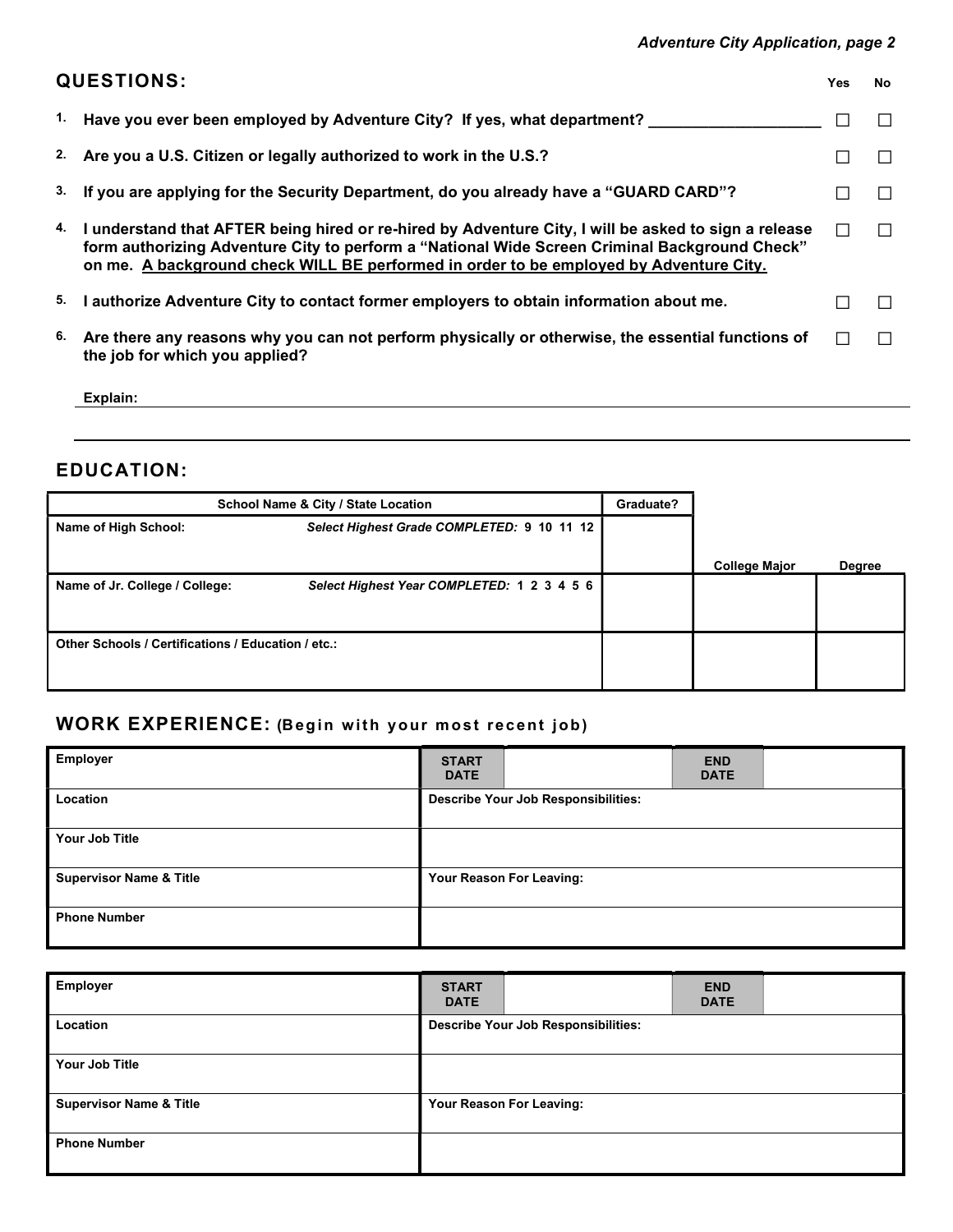## QUESTIONS:

| | | Yes | No |
|---|---|---|---|
| 1. | Have you ever been employed by Adventure City? If yes, what department? ____________________ | ☐ | ☐ |
| 2. | Are you a U.S. Citizen or legally authorized to work in the U.S.? | ☐ | ☐ |
| 3. | If you are applying for the Security Department, do you already have a "GUARD CARD"? | ☐ | ☐ |
| 4. | I understand that AFTER being hired or re-hired by Adventure City, I will be asked to sign a release form authorizing Adventure City to perform a "National Wide Screen Criminal Background Check" on me. <u>A background check WILL BE performed in order to be employed by Adventure City.</u> | ☐ | ☐ |
| 5. | I authorize Adventure City to contact former employers to obtain information about me. | ☐ | ☐ |
| 6. | Are there any reasons why you can not perform physically or otherwise, the essential functions of the job for which you applied? | ☐ | ☐ |

**Explain:** ______________________________________________

______________________________________________

## EDUCATION:

| School Name & City / State Location | | Graduate? | College Major | Degree |
|---|---|---|---|---|
| **Name of High School:** | *Select Highest Grade COMPLETED:* **9 10 11 12** | | | |
| **Name of Jr. College / College:** | *Select Highest Year COMPLETED:* **1 2 3 4 5 6** | | | |
| **Other Schools / Certifications / Education / etc.:** | | | | |

## WORK EXPERIENCE: (Begin with your most recent job)

| **Employer** | **START DATE** | | **END DATE** | |
|---|---|---|---|---|
| **Location** | **Describe Your Job Responsibilities:** | | | |
| **Your Job Title** | | | | |
| **Supervisor Name & Title** | **Your Reason For Leaving:** | | | |
| **Phone Number** | | | | |

| **Employer** | **START DATE** | | **END DATE** | |
|---|---|---|---|---|
| **Location** | **Describe Your Job Responsibilities:** | | | |
| **Your Job Title** | | | | |
| **Supervisor Name & Title** | **Your Reason For Leaving:** | | | |
| **Phone Number** | | | | |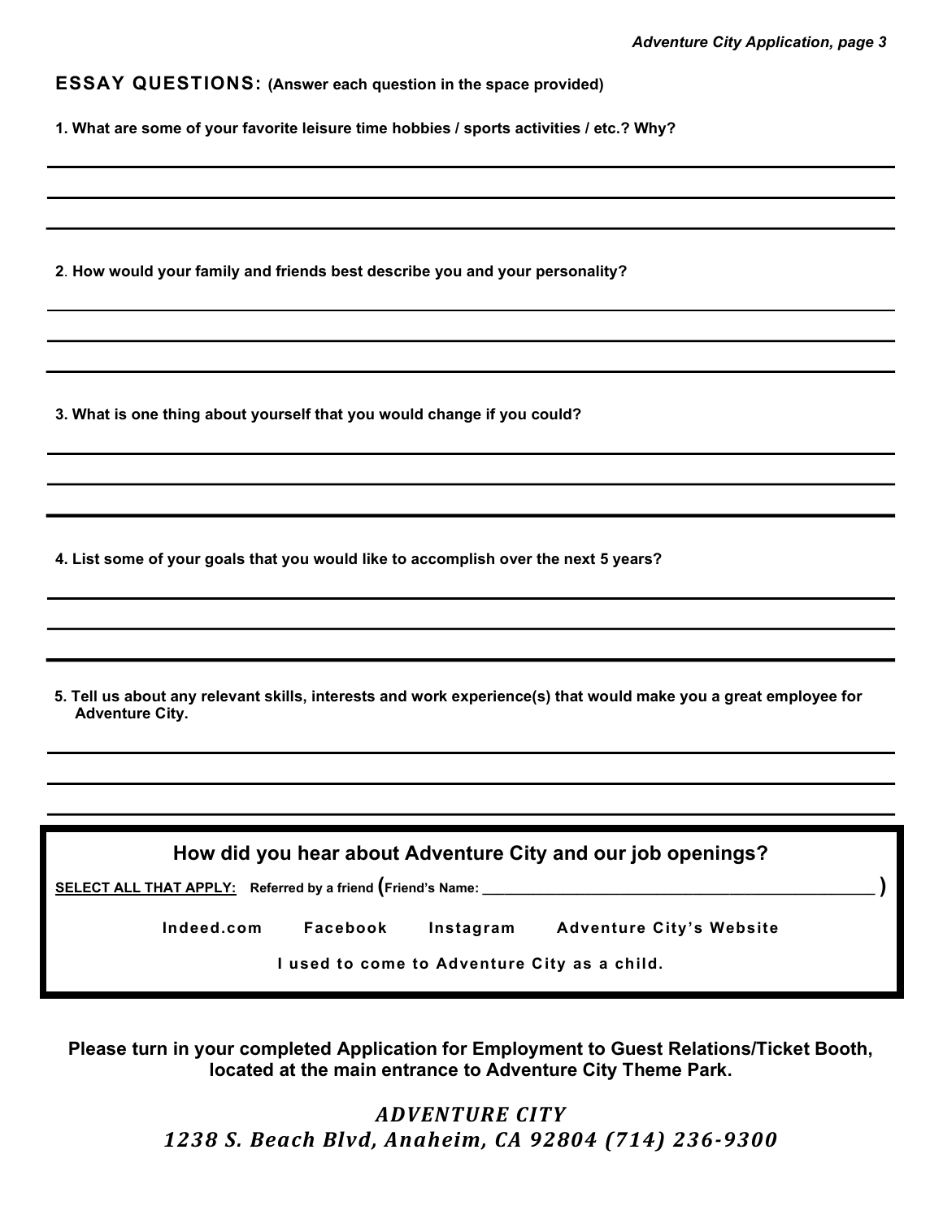## ESSAY QUESTIONS: (Answer each question in the space provided)

**1. What are some of your favorite leisure time hobbies / sports activities / etc.? Why?**

**2. How would your family and friends best describe you and your personality?**

**3. What is one thing about yourself that you would change if you could?**

**4. List some of your goals that you would like to accomplish over the next 5 years?**

**5. Tell us about any relevant skills, interests and work experience(s) that would make you a great employee for Adventure City.**

### How did you hear about Adventure City and our job openings?

**SELECT ALL THAT APPLY:** Referred by a friend (Friend's Name: ______________________________ )

**Indeed.com** **Facebook** **Instagram** **Adventure City's Website**

**I used to come to Adventure City as a child.**

**Please turn in your completed Application for Employment to Guest Relations/Ticket Booth, located at the main entrance to Adventure City Theme Park.**

***ADVENTURE CITY***
***1238 S. Beach Blvd, Anaheim, CA 92804 (714) 236-9300***